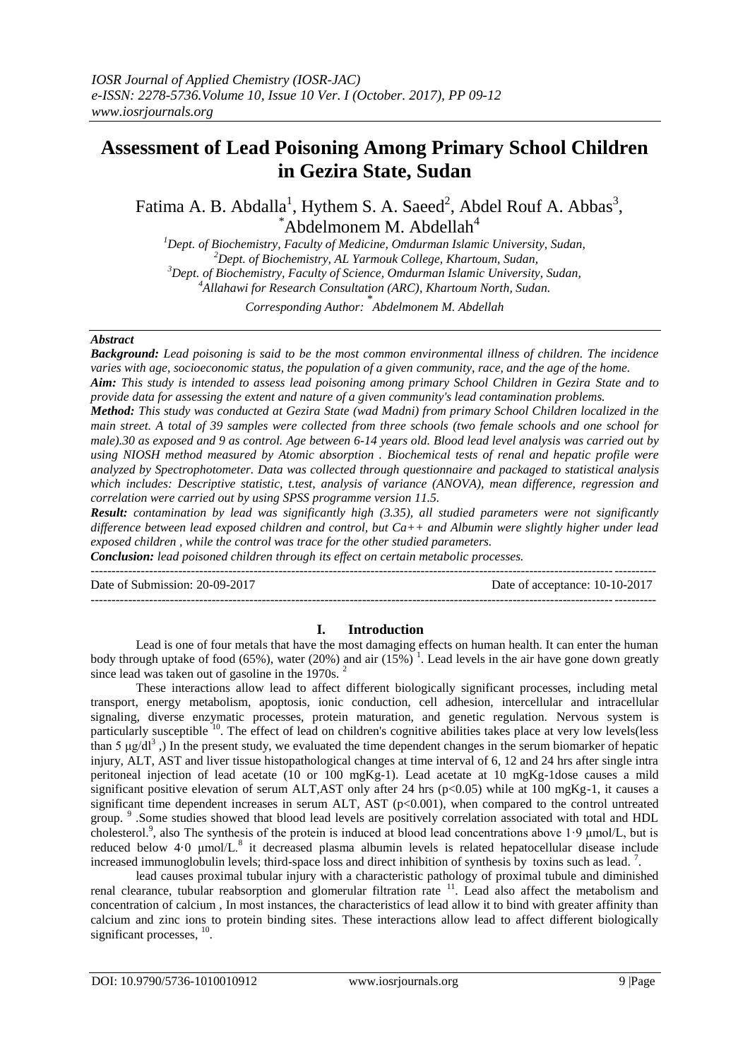# Assessment of Lead Poisoning Among Primary School Children in Gezira State, Sudan

Fatima A. B. Abdalla[1], Hythem S. A. Saeed[2], Abdel Rouf A. Abbas[3], *Abdelmonem M. Abdellah[4]

[1]Dept. of Biochemistry, Faculty of Medicine, Omdurman Islamic University, Sudan,
[2]Dept. of Biochemistry, AL Yarmouk College, Khartoum, Sudan,
[3]Dept. of Biochemistry, Faculty of Science, Omdurman Islamic University, Sudan,
[4]Allahawi for Research Consultation (ARC), Khartoum North, Sudan.

*Corresponding Author: * Abdelmonem M. Abdellah*

---

### Abstract

***Background:*** *Lead poisoning is said to be the most common environmental illness of children. The incidence varies with age, socioeconomic status, the population of a given community, race, and the age of the home.*

***Aim:*** *This study is intended to assess lead poisoning among primary School Children in Gezira State and to provide data for assessing the extent and nature of a given community's lead contamination problems.*

***Method:*** *This study was conducted at Gezira State (wad Madni) from primary School Children localized in the main street. A total of 39 samples were collected from three schools (two female schools and one school for male).30 as exposed and 9 as control. Age between 6-14 years old. Blood lead level analysis was carried out by using NIOSH method measured by Atomic absorption . Biochemical tests of renal and hepatic profile were analyzed by Spectrophotometer. Data was collected through questionnaire and packaged to statistical analysis which includes: Descriptive statistic, t.test, analysis of variance (ANOVA), mean difference, regression and correlation were carried out by using SPSS programme version 11.5.*

***Result:*** *contamination by lead was significantly high (3.35), all studied parameters were not significantly difference between lead exposed children and control, but Ca++ and Albumin were slightly higher under lead exposed children , while the control was trace for the other studied parameters.*

***Conclusion:*** *lead poisoned children through its effect on certain metabolic processes.*

---

Date of Submission: 20-09-2017 Date of acceptance: 10-10-2017

---

## I. Introduction

Lead is one of four metals that have the most damaging effects on human health. It can enter the human body through uptake of food (65%), water (20%) and air (15%) [1]. Lead levels in the air have gone down greatly since lead was taken out of gasoline in the 1970s. [2]

These interactions allow lead to affect different biologically significant processes, including metal transport, energy metabolism, apoptosis, ionic conduction, cell adhesion, intercellular and intracellular signaling, diverse enzymatic processes, protein maturation, and genetic regulation. Nervous system is particularly susceptible [10]. The effect of lead on children's cognitive abilities takes place at very low levels(less than 5 $\mu g/dl^3$ ,) In the present study, we evaluated the time dependent changes in the serum biomarker of hepatic injury, ALT, AST and liver tissue histopathological changes at time interval of 6, 12 and 24 hrs after single intra peritoneal injection of lead acetate (10 or 100 mgKg-1). Lead acetate at 10 mgKg-1dose causes a mild significant positive elevation of serum ALT,AST only after 24 hrs ($p<0.05$) while at 100 mgKg-1, it causes a significant time dependent increases in serum ALT, AST ($p<0.001$), when compared to the control untreated group. [9] .Some studies showed that blood lead levels are positively correlation associated with total and HDL cholesterol.[9], also The synthesis of the protein is induced at blood lead concentrations above 1·9 μmol/L, but is reduced below 4·0 μmol/L.[8] it decreased plasma albumin levels is related hepatocellular disease include increased immunoglobulin levels; third-space loss and direct inhibition of synthesis by toxins such as lead. [7].

lead causes proximal tubular injury with a characteristic pathology of proximal tubule and diminished renal clearance, tubular reabsorption and glomerular filtration rate [11]. Lead also affect the metabolism and concentration of calcium , In most instances, the characteristics of lead allow it to bind with greater affinity than calcium and zinc ions to protein binding sites. These interactions allow lead to affect different biologically significant processes, [10].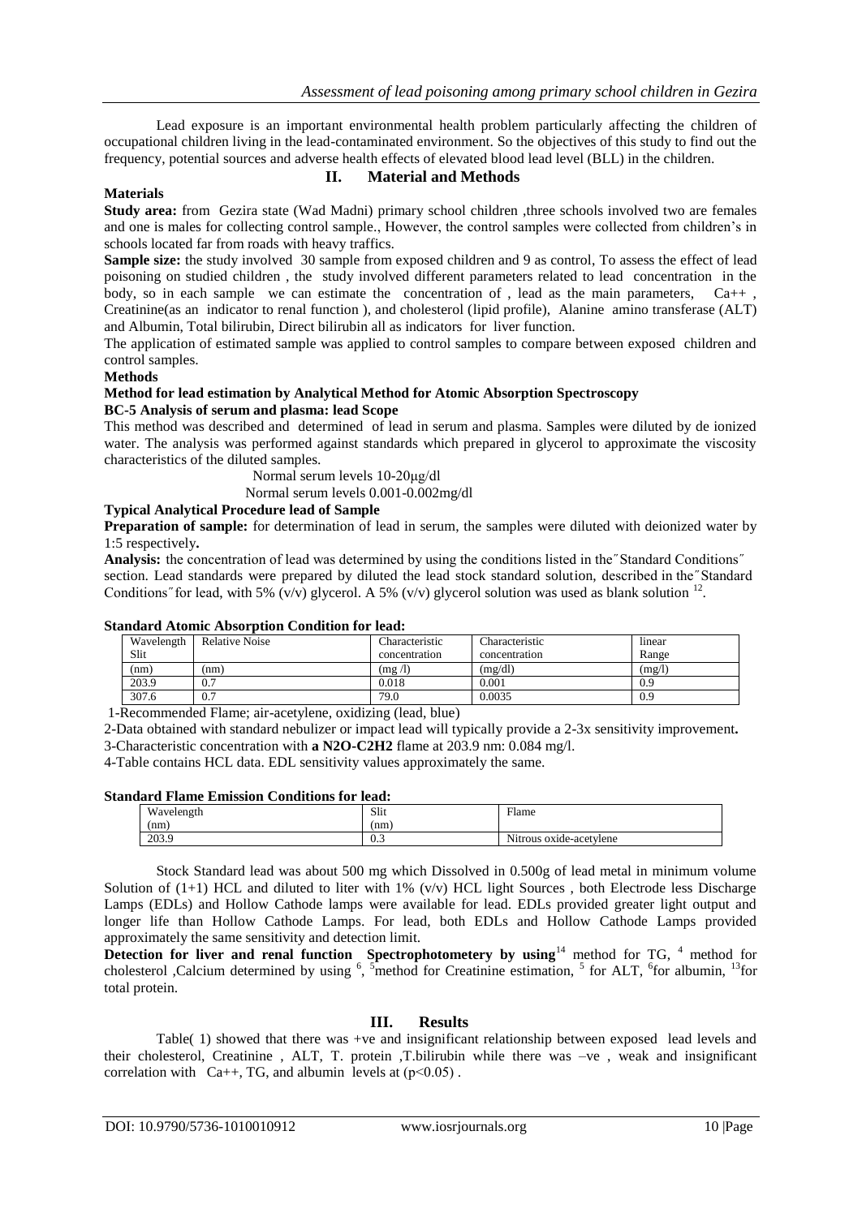Lead exposure is an important environmental health problem particularly affecting the children of occupational children living in the lead-contaminated environment. So the objectives of this study to find out the frequency, potential sources and adverse health effects of elevated blood lead level (BLL) in the children.

## II. Material and Methods

### Materials

**Study area:** from Gezira state (Wad Madni) primary school children ,three schools involved two are females and one is males for collecting control sample., However, the control samples were collected from children's in schools located far from roads with heavy traffics.

**Sample size:** the study involved 30 sample from exposed children and 9 as control, To assess the effect of lead poisoning on studied children , the study involved different parameters related to lead concentration in the body, so in each sample we can estimate the concentration of , lead as the main parameters, $Ca^{++}$ , Creatinine(as an indicator to renal function ), and cholesterol (lipid profile), Alanine amino transferase (ALT) and Albumin, Total bilirubin, Direct bilirubin all as indicators for liver function.

The application of estimated sample was applied to control samples to compare between exposed children and control samples.

### Methods

**Method for lead estimation by Analytical Method for Atomic Absorption Spectroscopy**

**BC-5 Analysis of serum and plasma: lead Scope**

This method was described and determined of lead in serum and plasma. Samples were diluted by de ionized water. The analysis was performed against standards which prepared in glycerol to approximate the viscosity characteristics of the diluted samples.

Normal serum levels 10-20μg/dl

Normal serum levels 0.001-0.002mg/dl

**Typical Analytical Procedure lead of Sample**

**Preparation of sample:** for determination of lead in serum, the samples were diluted with deionized water by 1:5 respectively**.**

**Analysis:** the concentration of lead was determined by using the conditions listed in the˝Standard Conditions˝ section. Lead standards were prepared by diluted the lead stock standard solution, described in the˝Standard Conditions˝for lead, with 5% (v/v) glycerol. A 5% (v/v) glycerol solution was used as blank solution [12].

**Standard Atomic Absorption Condition for lead:**

| Wavelength Slit | Relative Noise | Characteristic concentration | Characteristic concentration | linear Range |
|---|---|---|---|---|
| (nm) | (nm) | (mg /l) | (mg/dl) | (mg/l) |
| 203.9 | 0.7 | 0.018 | 0.001 | 0.9 |
| 307.6 | 0.7 | 79.0 | 0.0035 | 0.9 |

1-Recommended Flame; air-acetylene, oxidizing (lead, blue)

2-Data obtained with standard nebulizer or impact lead will typically provide a 2-3x sensitivity improvement**.**

3-Characteristic concentration with **a $N_2O$-$C_2H_2$** flame at 203.9 nm: 0.084 mg/l.

4-Table contains HCL data. EDL sensitivity values approximately the same.

**Standard Flame Emission Conditions for lead:**

| Wavelength (nm) | Slit (nm) | Flame |
|---|---|---|
| 203.9 | 0.3 | Nitrous oxide-acetylene |

Stock Standard lead was about 500 mg which Dissolved in 0.500g of lead metal in minimum volume Solution of (1+1) HCL and diluted to liter with 1% (v/v) HCL light Sources , both Electrode less Discharge Lamps (EDLs) and Hollow Cathode lamps were available for lead. EDLs provided greater light output and longer life than Hollow Cathode Lamps. For lead, both EDLs and Hollow Cathode Lamps provided approximately the same sensitivity and detection limit.

**Detection for liver and renal function Spectrophotometery by using**[14] method for TG, [4] method for cholesterol ,Calcium determined by using [6], [5]method for Creatinine estimation, [5] for ALT, [6]for albumin, [13]for total protein.

## III. Results

Table( 1) showed that there was +ve and insignificant relationship between exposed lead levels and their cholesterol, Creatinine , ALT, T. protein ,T.bilirubin while there was –ve , weak and insignificant correlation with $Ca^{++}$, TG, and albumin levels at ($p<0.05$) .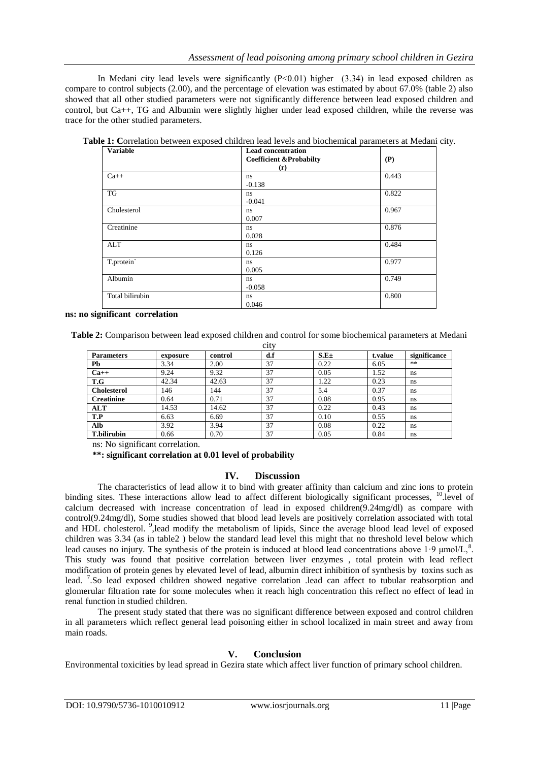In Medani city lead levels were significantly (P<0.01) higher (3.34) in lead exposed children as compare to control subjects (2.00), and the percentage of elevation was estimated by about 67.0% (table 2) also showed that all other studied parameters were not significantly difference between lead exposed children and control, but Ca++, TG and Albumin were slightly higher under lead exposed children, while the reverse was trace for the other studied parameters.

**Table 1: C**orrelation between exposed children lead levels and biochemical parameters at Medani city.

| Variable | Lead concentration<br>Coefficient &Probabilty<br>(r) | (P) |
|---|---|---|
| Ca++ | ns<br>-0.138 | 0.443 |
| TG | ns<br>-0.041 | 0.822 |
| Cholesterol | ns<br>0.007 | 0.967 |
| Creatinine | ns<br>0.028 | 0.876 |
| ALT | ns<br>0.126 | 0.484 |
| T.protein` | ns<br>0.005 | 0.977 |
| Albumin | ns<br>-0.058 | 0.749 |
| Total bilirubin | ns<br>0.046 | 0.800 |

**ns: no significant correlation**

**Table 2:** Comparison between lead exposed children and control for some biochemical parameters at Medani city

| Parameters | exposure | control | d.f | S.E± | t.value | significance |
|---|---|---|---|---|---|---|
| **Pb** | 3.34 | 2.00 | 37 | 0.22 | 6.05 | ** |
| **Ca++** | 9.24 | 9.32 | 37 | 0.05 | 1.52 | ns |
| **T.G** | 42.34 | 42.63 | 37 | 1.22 | 0.23 | ns |
| **Cholesterol** | 146 | 144 | 37 | 5.4 | 0.37 | ns |
| **Creatinine** | 0.64 | 0.71 | 37 | 0.08 | 0.95 | ns |
| **ALT** | 14.53 | 14.62 | 37 | 0.22 | 0.43 | ns |
| **T.P** | 6.63 | 6.69 | 37 | 0.10 | 0.55 | ns |
| **Alb** | 3.92 | 3.94 | 37 | 0.08 | 0.22 | ns |
| **T.bilirubin** | 0.66 | 0.70 | 37 | 0.05 | 0.84 | ns |

ns: No significant correlation.

**\*\*: significant correlation at 0.01 level of probability**

## IV. Discussion

The characteristics of lead allow it to bind with greater affinity than calcium and zinc ions to protein binding sites. These interactions allow lead to affect different biologically significant processes, [10].level of calcium decreased with increase concentration of lead in exposed children(9.24mg/dl) as compare with control(9.24mg/dl), Some studies showed that blood lead levels are positively correlation associated with total and HDL cholesterol. [9],lead modify the metabolism of lipids, Since the average blood lead level of exposed children was 3.34 (as in table2 ) below the standard lead level this might that no threshold level below which lead causes no injury. The synthesis of the protein is induced at blood lead concentrations above 1·9 μmol/L,[8]. This study was found that positive correlation between liver enzymes , total protein with lead reflect modification of protein genes by elevated level of lead, albumin direct inhibition of synthesis by toxins such as lead. [7].So lead exposed children showed negative correlation .lead can affect to tubular reabsorption and glomerular filtration rate for some molecules when it reach high concentration this reflect no effect of lead in renal function in studied children.

The present study stated that there was no significant difference between exposed and control children in all parameters which reflect general lead poisoning either in school localized in main street and away from main roads.

## V. Conclusion

Environmental toxicities by lead spread in Gezira state which affect liver function of primary school children.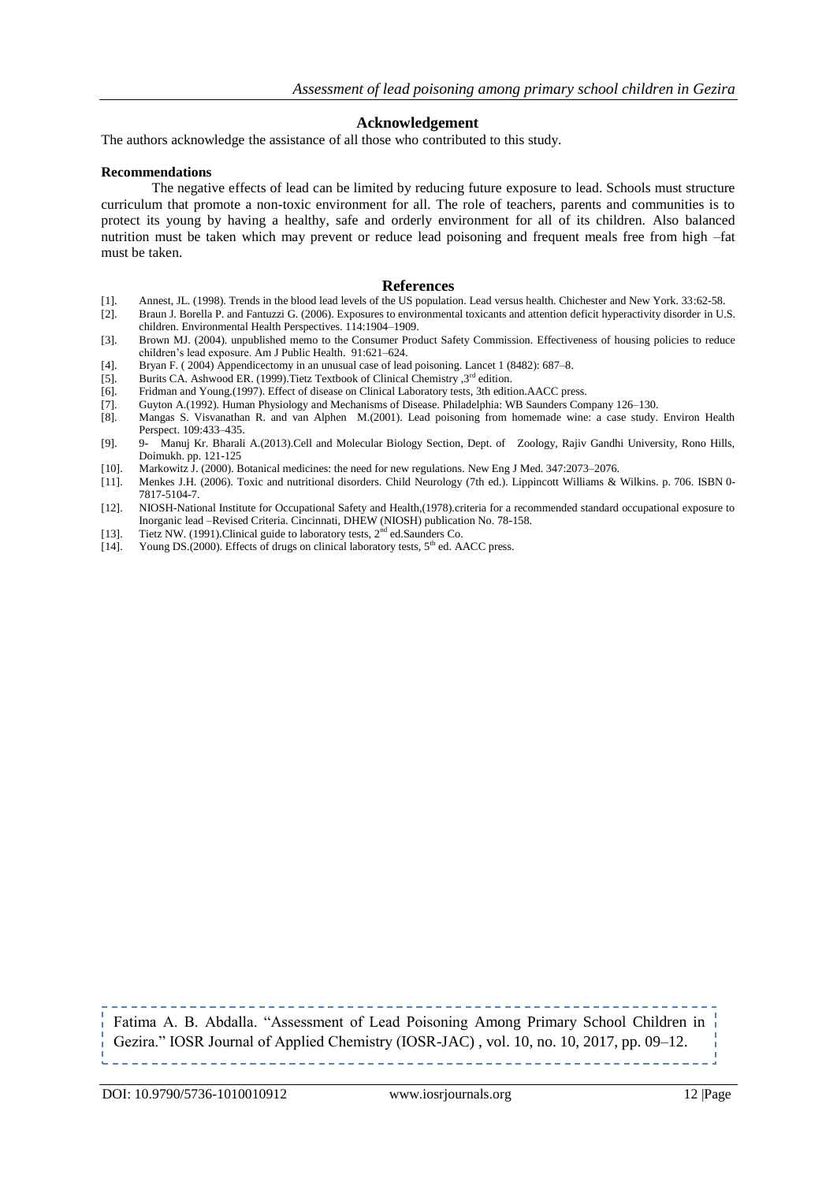## Acknowledgement

The authors acknowledge the assistance of all those who contributed to this study.

**Recommendations**

The negative effects of lead can be limited by reducing future exposure to lead. Schools must structure curriculum that promote a non-toxic environment for all. The role of teachers, parents and communities is to protect its young by having a healthy, safe and orderly environment for all of its children. Also balanced nutrition must be taken which may prevent or reduce lead poisoning and frequent meals free from high –fat must be taken.

## References

[1]. Annest, JL. (1998). Trends in the blood lead levels of the US population. Lead versus health. Chichester and New York. 33:62-58.

[2]. Braun J. Borella P. and Fantuzzi G. (2006). Exposures to environmental toxicants and attention deficit hyperactivity disorder in U.S. children. Environmental Health Perspectives. 114:1904–1909.

[3]. Brown MJ. (2004). unpublished memo to the Consumer Product Safety Commission. Effectiveness of housing policies to reduce children's lead exposure. Am J Public Health. 91:621–624.

[4]. Bryan F. ( 2004) Appendicectomy in an unusual case of lead poisoning. Lancet 1 (8482): 687–8.

[5]. Burits CA. Ashwood ER. (1999).Tietz Textbook of Clinical Chemistry ,3rd edition.

[6]. Fridman and Young.(1997). Effect of disease on Clinical Laboratory tests, 3th edition.AACC press.

[7]. Guyton A.(1992). Human Physiology and Mechanisms of Disease. Philadelphia: WB Saunders Company 126–130.

[8]. Mangas S. Visvanathan R. and van Alphen M.(2001). Lead poisoning from homemade wine: a case study. Environ Health Perspect. 109:433–435.

[9]. 9- Manuj Kr. Bharali A.(2013).Cell and Molecular Biology Section, Dept. of Zoology, Rajiv Gandhi University, Rono Hills, Doimukh. pp. 121-125

[10]. Markowitz J. (2000). Botanical medicines: the need for new regulations. New Eng J Med. 347:2073–2076.

[11]. Menkes J.H. (2006). Toxic and nutritional disorders. Child Neurology (7th ed.). Lippincott Williams & Wilkins. p. 706. ISBN 0-7817-5104-7.

[12]. NIOSH-National Institute for Occupational Safety and Health,(1978).criteria for a recommended standard occupational exposure to Inorganic lead –Revised Criteria. Cincinnati, DHEW (NIOSH) publication No. 78-158.

[13]. Tietz NW. (1991).Clinical guide to laboratory tests, 2nd ed.Saunders Co.

[14]. Young DS.(2000). Effects of drugs on clinical laboratory tests, 5th ed. AACC press.

Fatima A. B. Abdalla. "Assessment of Lead Poisoning Among Primary School Children in Gezira." IOSR Journal of Applied Chemistry (IOSR-JAC) , vol. 10, no. 10, 2017, pp. 09–12.